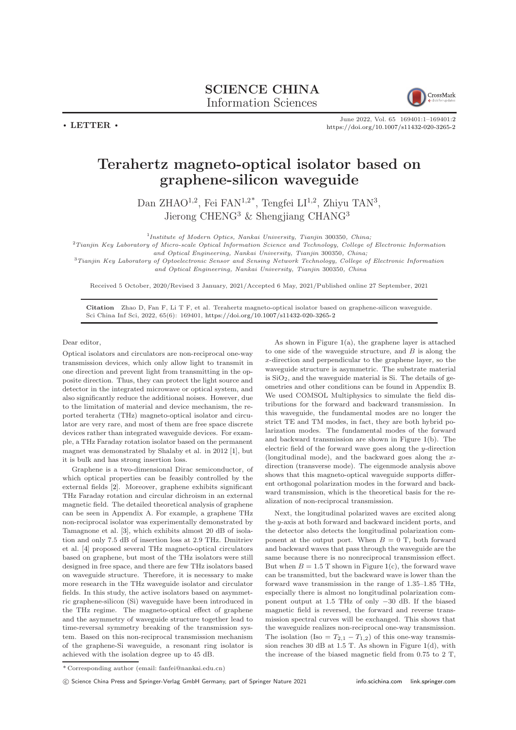SCIENCE CHINA
Information Sciences

• LETTER •

June 2022, Vol. 65 169401:1–169401:2
https://doi.org/10.1007/s11432-020-3265-2

# Terahertz magneto-optical isolator based on graphene-silicon waveguide

Dan ZHAO[1,2], Fei FAN[1,2*], Tengfei LI[1,2], Zhiyu TAN[3], Jierong CHENG[3] & Shengjiang CHANG[3]

[1] *Institute of Modern Optics, Nankai University, Tianjin* 300350*, China;*
[2] *Tianjin Key Laboratory of Micro-scale Optical Information Science and Technology, College of Electronic Information and Optical Engineering, Nankai University, Tianjin* 300350*, China;*
[3] *Tianjin Key Laboratory of Optoelectronic Sensor and Sensing Network Technology, College of Electronic Information and Optical Engineering, Nankai University, Tianjin* 300350*, China*

Received 5 October, 2020/Revised 3 January, 2021/Accepted 6 May, 2021/Published online 27 September, 2021

**Citation** Zhao D, Fan F, Li T F, et al. Terahertz magneto-optical isolator based on graphene-silicon waveguide. Sci China Inf Sci, 2022, 65(6): 169401, https://doi.org/10.1007/s11432-020-3265-2

Dear editor,

Optical isolators and circulators are non-reciprocal one-way transmission devices, which only allow light to transmit in one direction and prevent light from transmitting in the opposite direction. Thus, they can protect the light source and detector in the integrated microwave or optical system, and also significantly reduce the additional noises. However, due to the limitation of material and device mechanism, the reported terahertz (THz) magneto-optical isolator and circulator are very rare, and most of them are free space discrete devices rather than integrated waveguide devices. For example, a THz Faraday rotation isolator based on the permanent magnet was demonstrated by Shalaby et al. in 2012 [1], but it is bulk and has strong insertion loss.

Graphene is a two-dimensional Dirac semiconductor, of which optical properties can be feasibly controlled by the external fields [2]. Moreover, graphene exhibits significant THz Faraday rotation and circular dichroism in an external magnetic field. The detailed theoretical analysis of graphene can be seen in Appendix A. For example, a graphene THz non-reciprocal isolator was experimentally demonstrated by Tamagnone et al. [3], which exhibits almost 20 dB of isolation and only 7.5 dB of insertion loss at 2.9 THz. Dmitriev et al. [4] proposed several THz magneto-optical circulators based on graphene, but most of the THz isolators were still designed in free space, and there are few THz isolators based on waveguide structure. Therefore, it is necessary to make more research in the THz waveguide isolator and circulator fields. In this study, the active isolators based on asymmetric graphene-silicon (Si) waveguide have been introduced in the THz regime. The magneto-optical effect of graphene and the asymmetry of waveguide structure together lead to time-reversal symmetry breaking of the transmission system. Based on this non-reciprocal transmission mechanism of the graphene-Si waveguide, a resonant ring isolator is achieved with the isolation degree up to 45 dB.

As shown in Figure 1(a), the graphene layer is attached to one side of the waveguide structure, and $B$ is along the $x$-direction and perpendicular to the graphene layer, so the waveguide structure is asymmetric. The substrate material is $SiO_2$, and the waveguide material is Si. The details of geometries and other conditions can be found in Appendix B. We used COMSOL Multiphysics to simulate the field distributions for the forward and backward transmission. In this waveguide, the fundamental modes are no longer the strict TE and TM modes, in fact, they are both hybrid polarization modes. The fundamental modes of the forward and backward transmission are shown in Figure 1(b). The electric field of the forward wave goes along the $y$-direction (longitudinal mode), and the backward goes along the $x$-direction (transverse mode). The eigenmode analysis above shows that this magneto-optical waveguide supports different orthogonal polarization modes in the forward and backward transmission, which is the theoretical basis for the realization of non-reciprocal transmission.

Next, the longitudinal polarized waves are excited along the $y$-axis at both forward and backward incident ports, and the detector also detects the longitudinal polarization component at the output port. When $B = 0$ T, both forward and backward waves that pass through the waveguide are the same because there is no nonreciprocal transmission effect. But when $B = 1.5$ T shown in Figure 1(c), the forward wave can be transmitted, but the backward wave is lower than the forward wave transmission in the range of 1.35–1.85 THz, especially there is almost no longitudinal polarization component output at 1.5 THz of only −30 dB. If the biased magnetic field is reversed, the forward and reverse transmission spectral curves will be exchanged. This shows that the waveguide realizes non-reciprocal one-way transmission. The isolation ($\mathrm{Iso} = T_{2,1} - T_{1,2}$) of this one-way transmission reaches 30 dB at 1.5 T. As shown in Figure 1(d), with the increase of the biased magnetic field from 0.75 to 2 T,

* Corresponding author (email: fanfei@nankai.edu.cn)

© Science China Press and Springer-Verlag GmbH Germany, part of Springer Nature 2021 info.scichina.com link.springer.com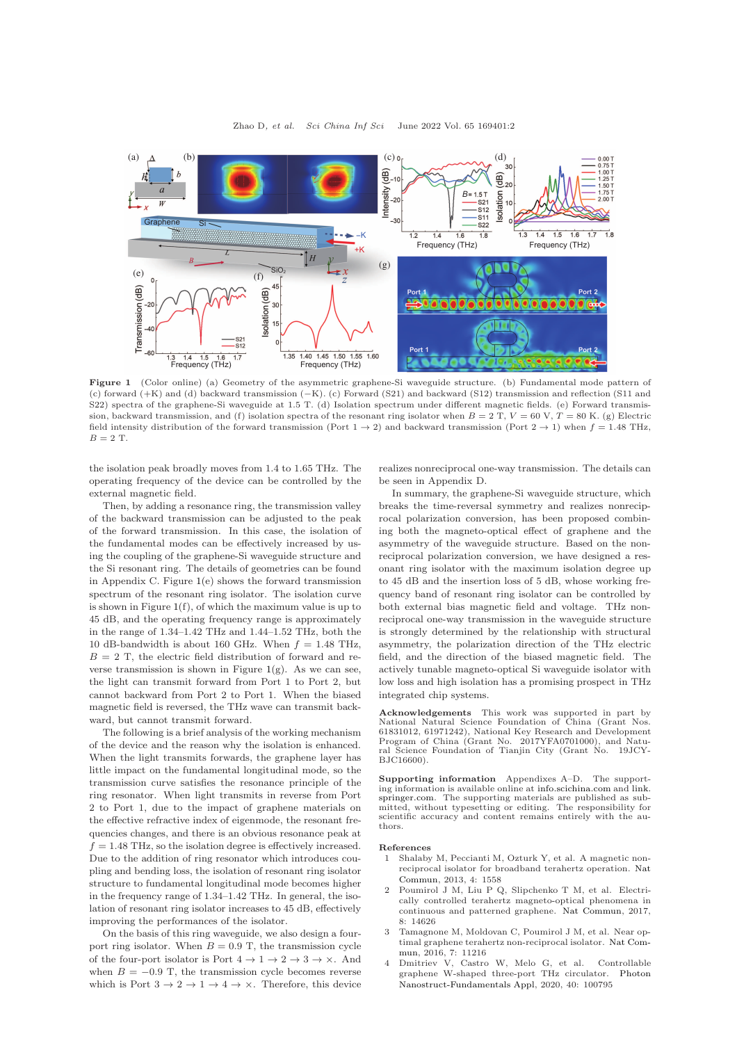(a)
Δ
h
b
a
W
y
x
(b)
Graphene
Si
-K
+K
L
H
B
SiO₂
y
x
z
(c)
Intensity (dB)
0
−10
−20
−30
B = 1.5 T
S21
S12
S11
S22
1.2 1.4 1.6 1.8
Frequency (THz)
(d)
Isolation (dB)
30
20
10
0
0.00 T
0.75 T
1.00 T
1.25 T
1.50 T
1.75 T
2.00 T
1.3 1.4 1.5 1.6 1.7 1.8
Frequency (THz)
(e)
Transmission (dB)
0
−20
−40
−60
S21
S12
1.3 1.4 1.5 1.6 1.7
Frequency (THz)
(f)
Isolation (dB)
45
30
15
0
1.35 1.40 1.45 1.50 1.55 1.60
Frequency (THz)
(g)
Port 1
Port 2
Port 1
Port 2

**Figure 1** (Color online) (a) Geometry of the asymmetric graphene-Si waveguide structure. (b) Fundamental mode pattern of (c) forward (+K) and (d) backward transmission (−K). (c) Forward (S21) and backward (S12) transmission and reflection (S11 and S22) spectra of the graphene-Si waveguide at 1.5 T. (d) Isolation spectrum under different magnetic fields. (e) Forward transmission, backward transmission, and (f) isolation spectra of the resonant ring isolator when $B = 2$ T, $V = 60$ V, $T = 80$ K. (g) Electric field intensity distribution of the forward transmission (Port 1 → 2) and backward transmission (Port 2 → 1) when $f = 1.48$ THz, $B = 2$ T.

the isolation peak broadly moves from 1.4 to 1.65 THz. The operating frequency of the device can be controlled by the external magnetic field.

Then, by adding a resonance ring, the transmission valley of the backward transmission can be adjusted to the peak of the forward transmission. In this case, the isolation of the fundamental modes can be effectively increased by using the coupling of the graphene-Si waveguide structure and the Si resonant ring. The details of geometries can be found in Appendix C. Figure 1(e) shows the forward transmission spectrum of the resonant ring isolator. The isolation curve is shown in Figure 1(f), of which the maximum value is up to 45 dB, and the operating frequency range is approximately in the range of 1.34–1.42 THz and 1.44–1.52 THz, both the 10 dB-bandwidth is about 160 GHz. When $f = 1.48$ THz, $B = 2$ T, the electric field distribution of forward and reverse transmission is shown in Figure 1(g). As we can see, the light can transmit forward from Port 1 to Port 2, but cannot backward from Port 2 to Port 1. When the biased magnetic field is reversed, the THz wave can transmit backward, but cannot transmit forward.

The following is a brief analysis of the working mechanism of the device and the reason why the isolation is enhanced. When the light transmits forwards, the graphene layer has little impact on the fundamental longitudinal mode, so the transmission curve satisfies the resonance principle of the ring resonator. When light transmits in reverse from Port 2 to Port 1, due to the impact of graphene materials on the effective refractive index of eigenmode, the resonant frequencies changes, and there is an obvious resonance peak at $f = 1.48$ THz, so the isolation degree is effectively increased. Due to the addition of ring resonator which introduces coupling and bending loss, the isolation of resonant ring isolator structure to fundamental longitudinal mode becomes higher in the frequency range of 1.34–1.42 THz. In general, the isolation of resonant ring isolator increases to 45 dB, effectively improving the performances of the isolator.

On the basis of this ring waveguide, we also design a four-port ring isolator. When $B = 0.9$ T, the transmission cycle of the four-port isolator is Port 4 → 1 → 2 → 3 → ×. And when $B = -0.9$ T, the transmission cycle becomes reverse which is Port 3 → 2 → 1 → 4 → ×. Therefore, this device realizes nonreciprocal one-way transmission. The details can be seen in Appendix D.

In summary, the graphene-Si waveguide structure, which breaks the time-reversal symmetry and realizes nonreciprocal polarization conversion, has been proposed combining both the magneto-optical effect of graphene and the asymmetry of the waveguide structure. Based on the nonreciprocal polarization conversion, we have designed a resonant ring isolator with the maximum isolation degree up to 45 dB and the insertion loss of 5 dB, whose working frequency band of resonant ring isolator can be controlled by both external bias magnetic field and voltage. THz nonreciprocal one-way transmission in the waveguide structure is strongly determined by the relationship with structural asymmetry, the polarization direction of the THz electric field, and the direction of the biased magnetic field. The actively tunable magneto-optical Si waveguide isolator with low loss and high isolation has a promising prospect in THz integrated chip systems.

**Acknowledgements** This work was supported in part by National Natural Science Foundation of China (Grant Nos. 61831012, 61971242), National Key Research and Development Program of China (Grant No. 2017YFA0701000), and Natural Science Foundation of Tianjin City (Grant No. 19JCYBJC16600).

**Supporting information** Appendixes A–D. The supporting information is available online at info.scichina.com and link.springer.com. The supporting materials are published as submitted, without typesetting or editing. The responsibility for scientific accuracy and content remains entirely with the authors.

## References

1. Shalaby M, Peccianti M, Ozturk Y, et al. A magnetic nonreciprocal isolator for broadband terahertz operation. Nat Commun, 2013, 4: 1558
2. Poumirol J M, Liu P Q, Slipchenko T M, et al. Electrically controlled terahertz magneto-optical phenomena in continuous and patterned graphene. Nat Commun, 2017, 8: 14626
3. Tamagnone M, Moldovan C, Poumirol J M, et al. Near optimal graphene terahertz non-reciprocal isolator. Nat Commun, 2016, 7: 11216
4. Dmitriev V, Castro W, Melo G, et al. Controllable graphene W-shaped three-port THz circulator. Photon Nanostruct-Fundamentals Appl, 2020, 40: 100795